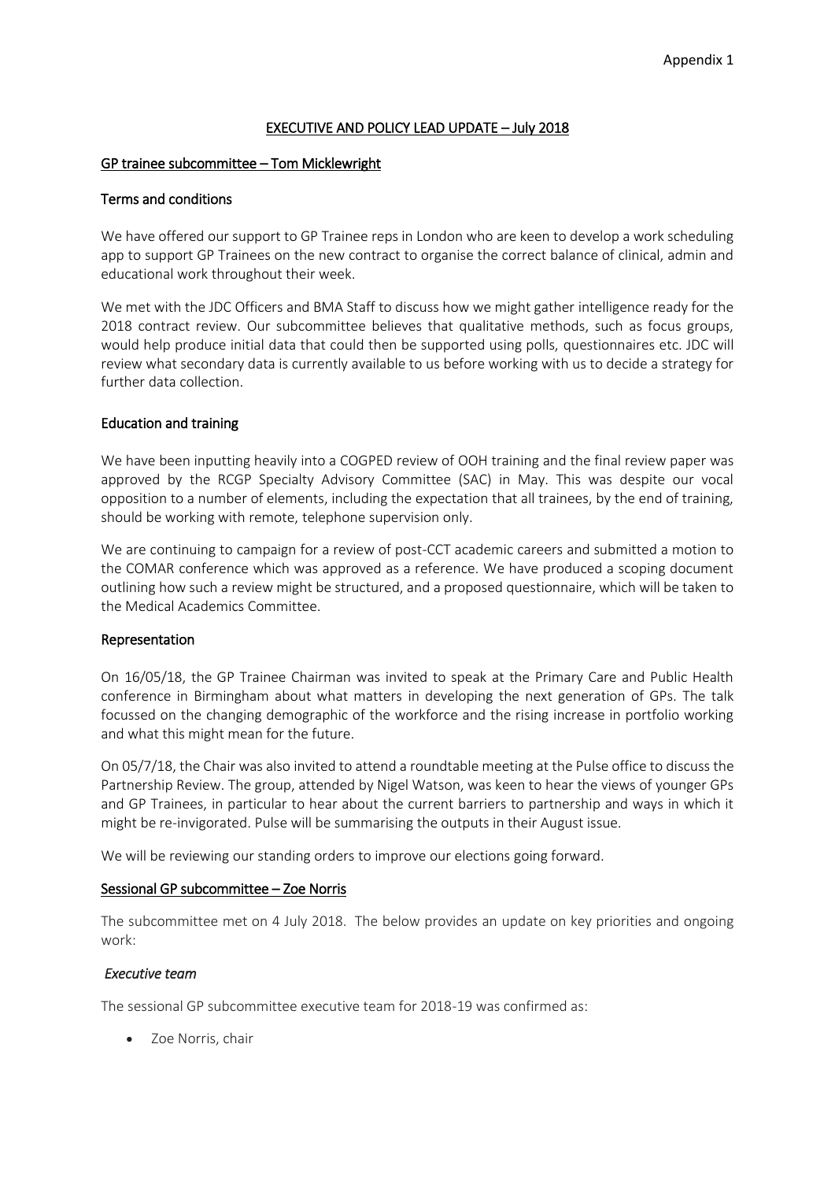Appendix 1

# EXECUTIVE AND POLICY LEAD UPDATE – July 2018

## GP trainee subcommittee – Tom Micklewright

### Terms and conditions

We have offered our support to GP Trainee reps in London who are keen to develop a work scheduling app to support GP Trainees on the new contract to organise the correct balance of clinical, admin and educational work throughout their week.

We met with the JDC Officers and BMA Staff to discuss how we might gather intelligence ready for the 2018 contract review. Our subcommittee believes that qualitative methods, such as focus groups, would help produce initial data that could then be supported using polls, questionnaires etc. JDC will review what secondary data is currently available to us before working with us to decide a strategy for further data collection.

### Education and training

We have been inputting heavily into a COGPED review of OOH training and the final review paper was approved by the RCGP Specialty Advisory Committee (SAC) in May. This was despite our vocal opposition to a number of elements, including the expectation that all trainees, by the end of training, should be working with remote, telephone supervision only.

We are continuing to campaign for a review of post-CCT academic careers and submitted a motion to the COMAR conference which was approved as a reference. We have produced a scoping document outlining how such a review might be structured, and a proposed questionnaire, which will be taken to the Medical Academics Committee.

### Representation

On 16/05/18, the GP Trainee Chairman was invited to speak at the Primary Care and Public Health conference in Birmingham about what matters in developing the next generation of GPs. The talk focussed on the changing demographic of the workforce and the rising increase in portfolio working and what this might mean for the future.

On 05/7/18, the Chair was also invited to attend a roundtable meeting at the Pulse office to discuss the Partnership Review. The group, attended by Nigel Watson, was keen to hear the views of younger GPs and GP Trainees, in particular to hear about the current barriers to partnership and ways in which it might be re-invigorated. Pulse will be summarising the outputs in their August issue.

We will be reviewing our standing orders to improve our elections going forward.

## Sessional GP subcommittee – Zoe Norris

The subcommittee met on 4 July 2018. The below provides an update on key priorities and ongoing work:

### *Executive team*

The sessional GP subcommittee executive team for 2018-19 was confirmed as:

- Zoe Norris, chair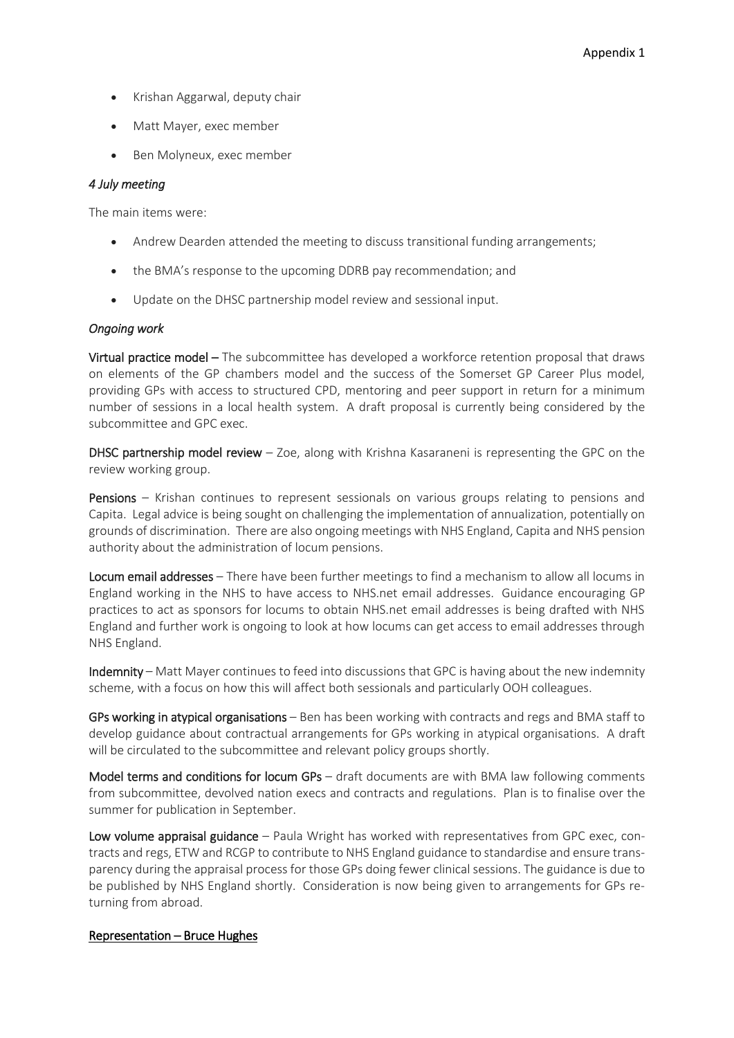- Krishan Aggarwal, deputy chair
- Matt Mayer, exec member
- Ben Molyneux, exec member

*4 July meeting*

The main items were:

- Andrew Dearden attended the meeting to discuss transitional funding arrangements;
- the BMA's response to the upcoming DDRB pay recommendation; and
- Update on the DHSC partnership model review and sessional input.

*Ongoing work*

**Virtual practice model –** The subcommittee has developed a workforce retention proposal that draws on elements of the GP chambers model and the success of the Somerset GP Career Plus model, providing GPs with access to structured CPD, mentoring and peer support in return for a minimum number of sessions in a local health system. A draft proposal is currently being considered by the subcommittee and GPC exec.

**DHSC partnership model review** – Zoe, along with Krishna Kasaraneni is representing the GPC on the review working group.

**Pensions** – Krishan continues to represent sessionals on various groups relating to pensions and Capita. Legal advice is being sought on challenging the implementation of annualization, potentially on grounds of discrimination. There are also ongoing meetings with NHS England, Capita and NHS pension authority about the administration of locum pensions.

**Locum email addresses** – There have been further meetings to find a mechanism to allow all locums in England working in the NHS to have access to NHS.net email addresses. Guidance encouraging GP practices to act as sponsors for locums to obtain NHS.net email addresses is being drafted with NHS England and further work is ongoing to look at how locums can get access to email addresses through NHS England.

**Indemnity** – Matt Mayer continues to feed into discussions that GPC is having about the new indemnity scheme, with a focus on how this will affect both sessionals and particularly OOH colleagues.

**GPs working in atypical organisations** – Ben has been working with contracts and regs and BMA staff to develop guidance about contractual arrangements for GPs working in atypical organisations. A draft will be circulated to the subcommittee and relevant policy groups shortly.

**Model terms and conditions for locum GPs** – draft documents are with BMA law following comments from subcommittee, devolved nation execs and contracts and regulations. Plan is to finalise over the summer for publication in September.

**Low volume appraisal guidance** – Paula Wright has worked with representatives from GPC exec, contracts and regs, ETW and RCGP to contribute to NHS England guidance to standardise and ensure transparency during the appraisal process for those GPs doing fewer clinical sessions. The guidance is due to be published by NHS England shortly. Consideration is now being given to arrangements for GPs returning from abroad.

**Representation – Bruce Hughes**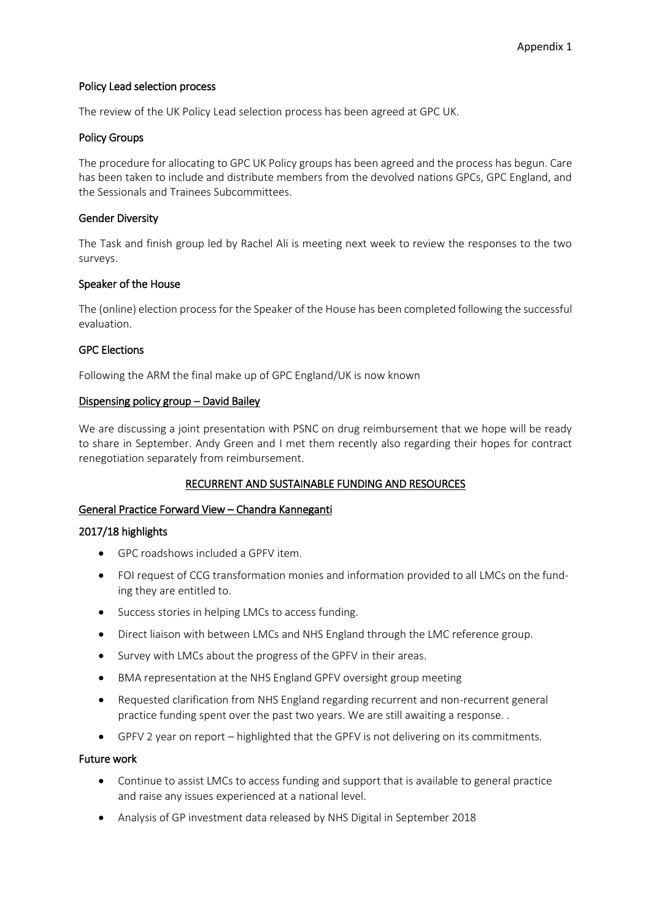Appendix 1

### Policy Lead selection process

The review of the UK Policy Lead selection process has been agreed at GPC UK.

### Policy Groups

The procedure for allocating to GPC UK Policy groups has been agreed and the process has begun. Care has been taken to include and distribute members from the devolved nations GPCs, GPC England, and the Sessionals and Trainees Subcommittees.

### Gender Diversity

The Task and finish group led by Rachel Ali is meeting next week to review the responses to the two surveys.

### Speaker of the House

The (online) election process for the Speaker of the House has been completed following the successful evaluation.

### GPC Elections

Following the ARM the final make up of GPC England/UK is now known

### Dispensing policy group – David Bailey

We are discussing a joint presentation with PSNC on drug reimbursement that we hope will be ready to share in September. Andy Green and I met them recently also regarding their hopes for contract renegotiation separately from reimbursement.

## RECURRENT AND SUSTAINABLE FUNDING AND RESOURCES

### General Practice Forward View – Chandra Kanneganti

### 2017/18 highlights

- GPC roadshows included a GPFV item.
- FOI request of CCG transformation monies and information provided to all LMCs on the funding they are entitled to.
- Success stories in helping LMCs to access funding.
- Direct liaison with between LMCs and NHS England through the LMC reference group.
- Survey with LMCs about the progress of the GPFV in their areas.
- BMA representation at the NHS England GPFV oversight group meeting
- Requested clarification from NHS England regarding recurrent and non-recurrent general practice funding spent over the past two years. We are still awaiting a response. .
- GPFV 2 year on report – highlighted that the GPFV is not delivering on its commitments.

### Future work

- Continue to assist LMCs to access funding and support that is available to general practice and raise any issues experienced at a national level.
- Analysis of GP investment data released by NHS Digital in September 2018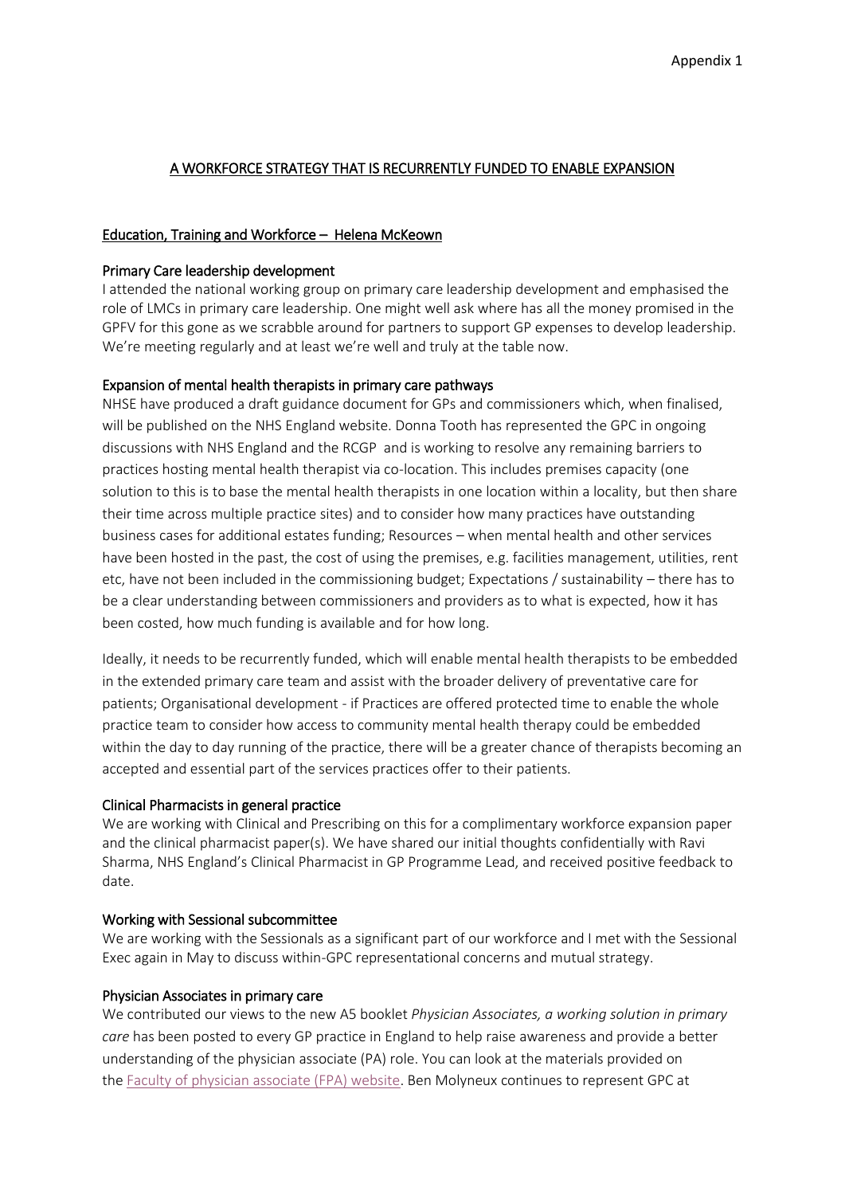Appendix 1

# A WORKFORCE STRATEGY THAT IS RECURRENTLY FUNDED TO ENABLE EXPANSION

## Education, Training and Workforce – Helena McKeown

### Primary Care leadership development

I attended the national working group on primary care leadership development and emphasised the role of LMCs in primary care leadership. One might well ask where has all the money promised in the GPFV for this gone as we scrabble around for partners to support GP expenses to develop leadership. We're meeting regularly and at least we're well and truly at the table now.

### Expansion of mental health therapists in primary care pathways

NHSE have produced a draft guidance document for GPs and commissioners which, when finalised, will be published on the NHS England website. Donna Tooth has represented the GPC in ongoing discussions with NHS England and the RCGP and is working to resolve any remaining barriers to practices hosting mental health therapist via co-location. This includes premises capacity (one solution to this is to base the mental health therapists in one location within a locality, but then share their time across multiple practice sites) and to consider how many practices have outstanding business cases for additional estates funding; Resources – when mental health and other services have been hosted in the past, the cost of using the premises, e.g. facilities management, utilities, rent etc, have not been included in the commissioning budget; Expectations / sustainability – there has to be a clear understanding between commissioners and providers as to what is expected, how it has been costed, how much funding is available and for how long.

Ideally, it needs to be recurrently funded, which will enable mental health therapists to be embedded in the extended primary care team and assist with the broader delivery of preventative care for patients; Organisational development - if Practices are offered protected time to enable the whole practice team to consider how access to community mental health therapy could be embedded within the day to day running of the practice, there will be a greater chance of therapists becoming an accepted and essential part of the services practices offer to their patients.

### Clinical Pharmacists in general practice

We are working with Clinical and Prescribing on this for a complimentary workforce expansion paper and the clinical pharmacist paper(s). We have shared our initial thoughts confidentially with Ravi Sharma, NHS England's Clinical Pharmacist in GP Programme Lead, and received positive feedback to date.

### Working with Sessional subcommittee

We are working with the Sessionals as a significant part of our workforce and I met with the Sessional Exec again in May to discuss within-GPC representational concerns and mutual strategy.

### Physician Associates in primary care

We contributed our views to the new A5 booklet *Physician Associates, a working solution in primary care* has been posted to every GP practice in England to help raise awareness and provide a better understanding of the physician associate (PA) role. You can look at the materials provided on the Faculty of physician associate (FPA) website. Ben Molyneux continues to represent GPC at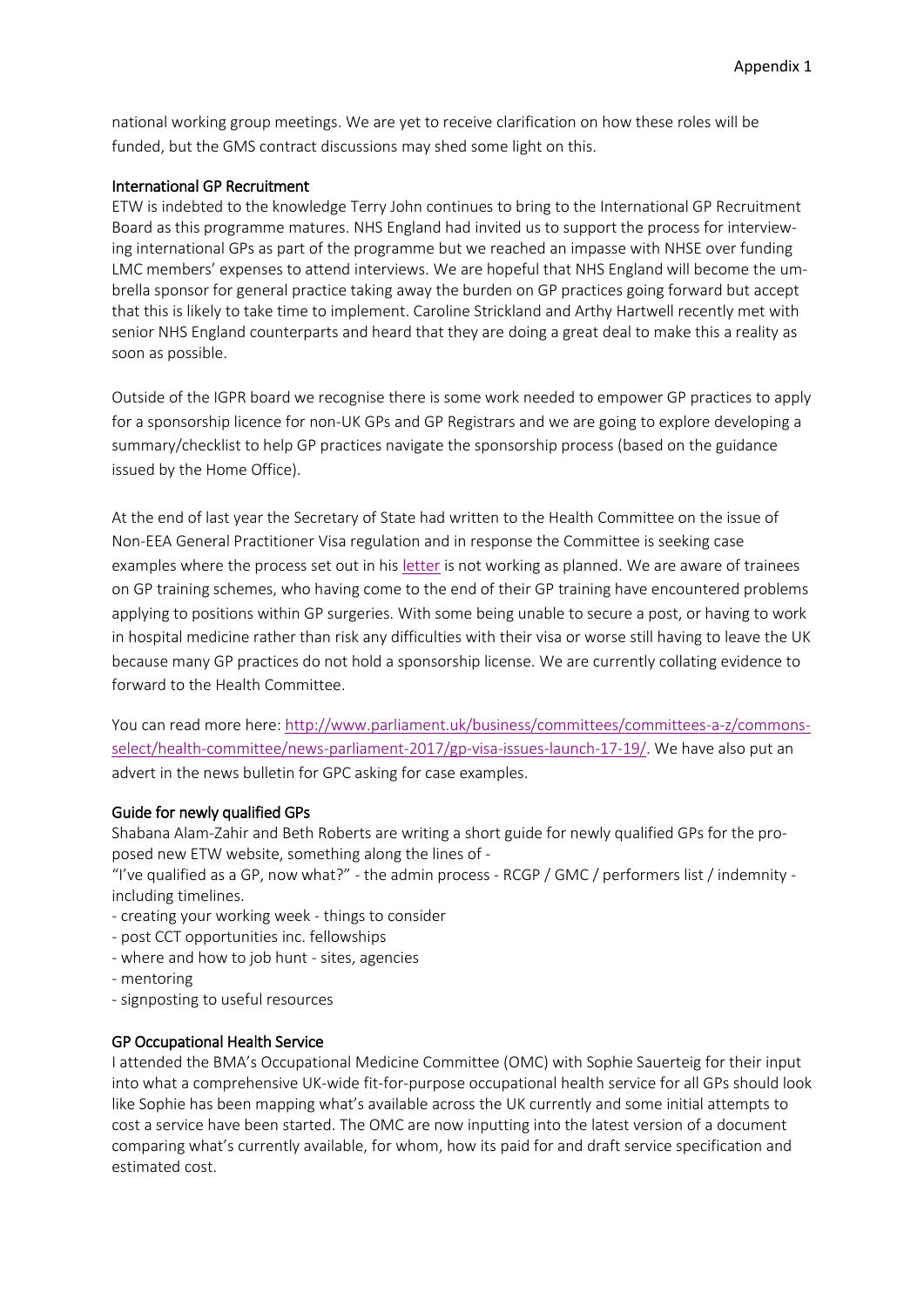national working group meetings. We are yet to receive clarification on how these roles will be funded, but the GMS contract discussions may shed some light on this.

### International GP Recruitment

ETW is indebted to the knowledge Terry John continues to bring to the International GP Recruitment Board as this programme matures. NHS England had invited us to support the process for interviewing international GPs as part of the programme but we reached an impasse with NHSE over funding LMC members' expenses to attend interviews. We are hopeful that NHS England will become the umbrella sponsor for general practice taking away the burden on GP practices going forward but accept that this is likely to take time to implement. Caroline Strickland and Arthy Hartwell recently met with senior NHS England counterparts and heard that they are doing a great deal to make this a reality as soon as possible.

Outside of the IGPR board we recognise there is some work needed to empower GP practices to apply for a sponsorship licence for non-UK GPs and GP Registrars and we are going to explore developing a summary/checklist to help GP practices navigate the sponsorship process (based on the guidance issued by the Home Office).

At the end of last year the Secretary of State had written to the Health Committee on the issue of Non-EEA General Practitioner Visa regulation and in response the Committee is seeking case examples where the process set out in his letter is not working as planned. We are aware of trainees on GP training schemes, who having come to the end of their GP training have encountered problems applying to positions within GP surgeries. With some being unable to secure a post, or having to work in hospital medicine rather than risk any difficulties with their visa or worse still having to leave the UK because many GP practices do not hold a sponsorship license. We are currently collating evidence to forward to the Health Committee.

You can read more here: http://www.parliament.uk/business/committees/committees-a-z/commons-select/health-committee/news-parliament-2017/gp-visa-issues-launch-17-19/. We have also put an advert in the news bulletin for GPC asking for case examples.

### Guide for newly qualified GPs

Shabana Alam-Zahir and Beth Roberts are writing a short guide for newly qualified GPs for the proposed new ETW website, something along the lines of -

"I've qualified as a GP, now what?" - the admin process - RCGP / GMC / performers list / indemnity - including timelines.

- creating your working week - things to consider
- post CCT opportunities inc. fellowships
- where and how to job hunt - sites, agencies
- mentoring
- signposting to useful resources

### GP Occupational Health Service

I attended the BMA's Occupational Medicine Committee (OMC) with Sophie Sauerteig for their input into what a comprehensive UK-wide fit-for-purpose occupational health service for all GPs should look like Sophie has been mapping what's available across the UK currently and some initial attempts to cost a service have been started. The OMC are now inputting into the latest version of a document comparing what's currently available, for whom, how its paid for and draft service specification and estimated cost.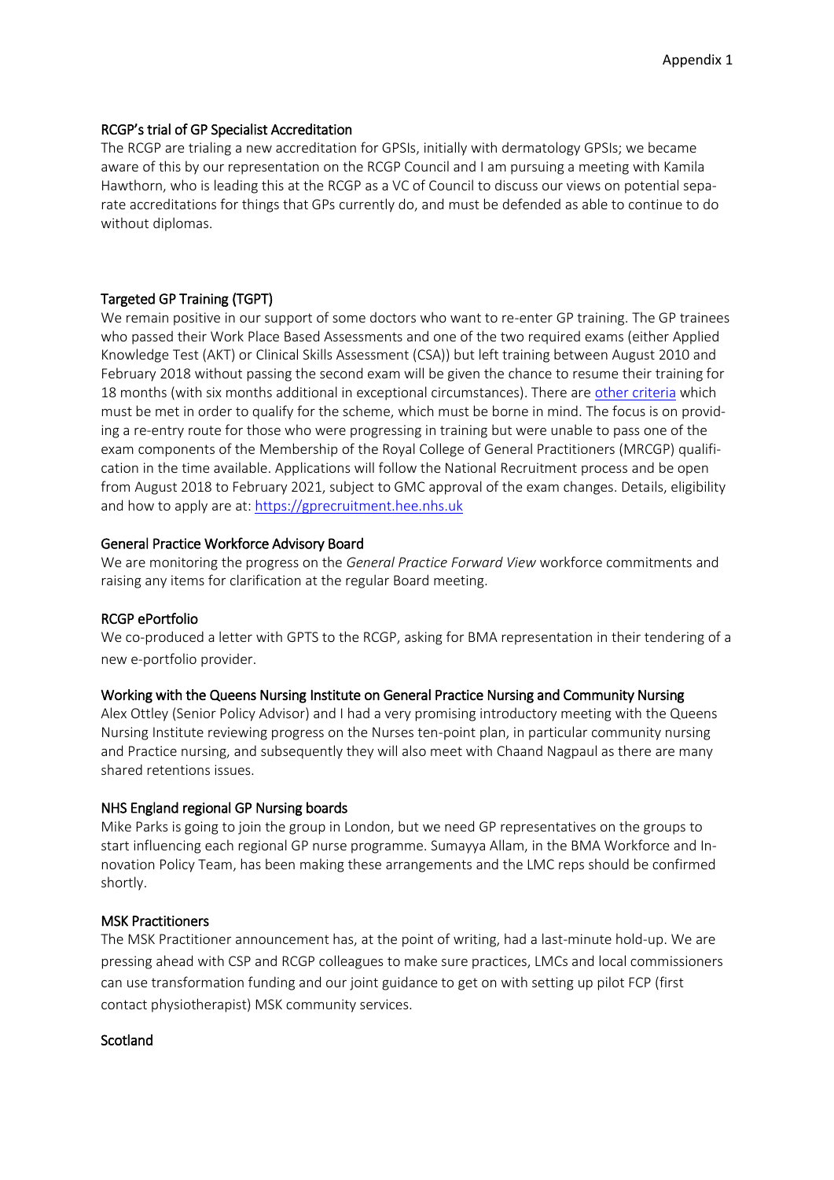Appendix 1

### RCGP's trial of GP Specialist Accreditation

The RCGP are trialing a new accreditation for GPSIs, initially with dermatology GPSIs; we became aware of this by our representation on the RCGP Council and I am pursuing a meeting with Kamila Hawthorn, who is leading this at the RCGP as a VC of Council to discuss our views on potential separate accreditations for things that GPs currently do, and must be defended as able to continue to do without diplomas.

### Targeted GP Training (TGPT)

We remain positive in our support of some doctors who want to re-enter GP training. The GP trainees who passed their Work Place Based Assessments and one of the two required exams (either Applied Knowledge Test (AKT) or Clinical Skills Assessment (CSA)) but left training between August 2010 and February 2018 without passing the second exam will be given the chance to resume their training for 18 months (with six months additional in exceptional circumstances). There are [other criteria] which must be met in order to qualify for the scheme, which must be borne in mind. The focus is on providing a re-entry route for those who were progressing in training but were unable to pass one of the exam components of the Membership of the Royal College of General Practitioners (MRCGP) qualification in the time available. Applications will follow the National Recruitment process and be open from August 2018 to February 2021, subject to GMC approval of the exam changes. Details, eligibility and how to apply are at: https://gprecruitment.hee.nhs.uk

### General Practice Workforce Advisory Board

We are monitoring the progress on the *General Practice Forward View* workforce commitments and raising any items for clarification at the regular Board meeting.

### RCGP ePortfolio

We co-produced a letter with GPTS to the RCGP, asking for BMA representation in their tendering of a new e-portfolio provider.

### Working with the Queens Nursing Institute on General Practice Nursing and Community Nursing

Alex Ottley (Senior Policy Advisor) and I had a very promising introductory meeting with the Queens Nursing Institute reviewing progress on the Nurses ten-point plan, in particular community nursing and Practice nursing, and subsequently they will also meet with Chaand Nagpaul as there are many shared retentions issues.

### NHS England regional GP Nursing boards

Mike Parks is going to join the group in London, but we need GP representatives on the groups to start influencing each regional GP nurse programme. Sumayya Allam, in the BMA Workforce and Innovation Policy Team, has been making these arrangements and the LMC reps should be confirmed shortly.

### MSK Practitioners

The MSK Practitioner announcement has, at the point of writing, had a last-minute hold-up. We are pressing ahead with CSP and RCGP colleagues to make sure practices, LMCs and local commissioners can use transformation funding and our joint guidance to get on with setting up pilot FCP (first contact physiotherapist) MSK community services.

### Scotland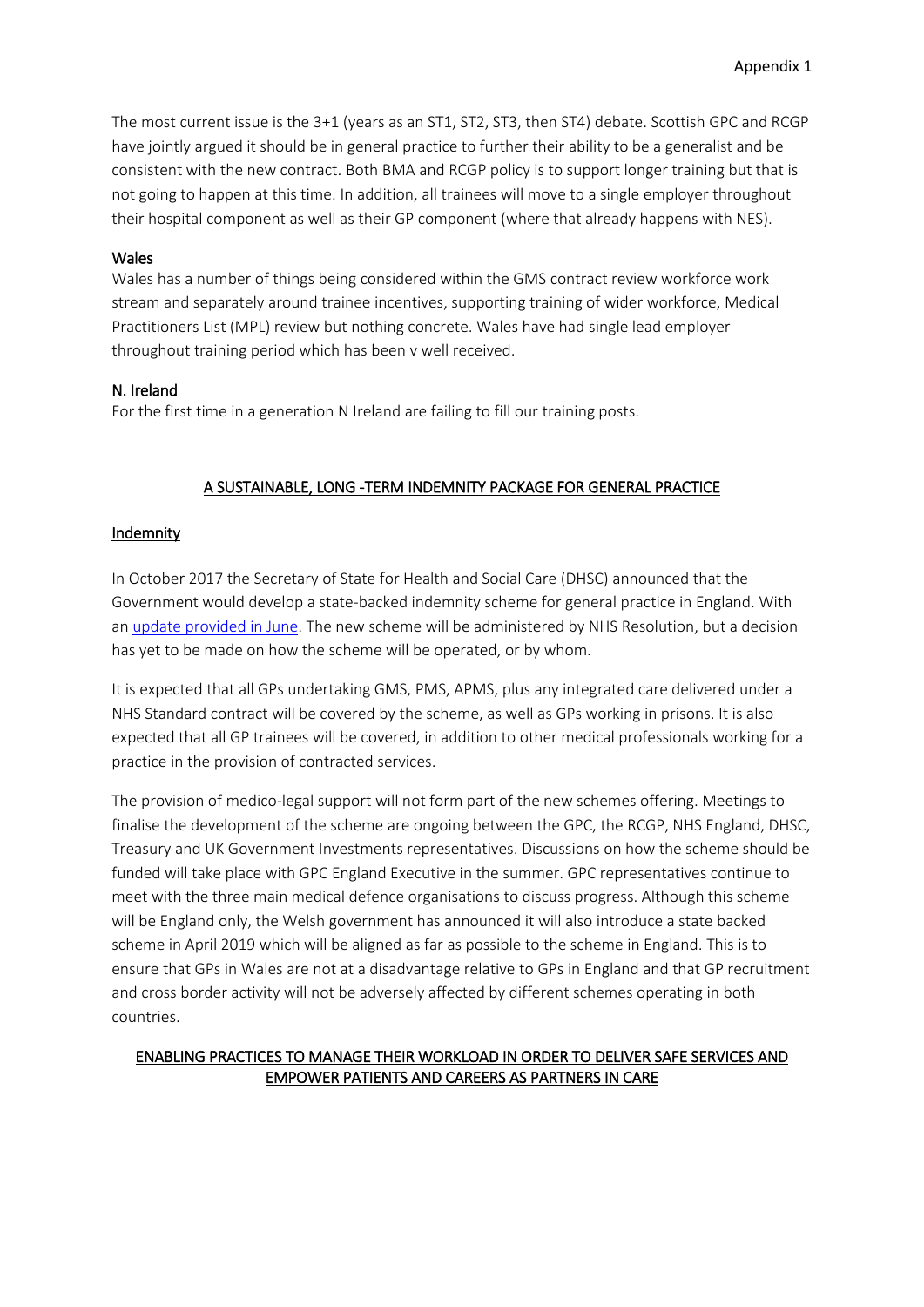The most current issue is the 3+1 (years as an ST1, ST2, ST3, then ST4) debate. Scottish GPC and RCGP have jointly argued it should be in general practice to further their ability to be a generalist and be consistent with the new contract. Both BMA and RCGP policy is to support longer training but that is not going to happen at this time. In addition, all trainees will move to a single employer throughout their hospital component as well as their GP component (where that already happens with NES).

### Wales

Wales has a number of things being considered within the GMS contract review workforce work stream and separately around trainee incentives, supporting training of wider workforce, Medical Practitioners List (MPL) review but nothing concrete. Wales have had single lead employer throughout training period which has been v well received.

### N. Ireland

For the first time in a generation N Ireland are failing to fill our training posts.

## A SUSTAINABLE, LONG -TERM INDEMNITY PACKAGE FOR GENERAL PRACTICE

### Indemnity

In October 2017 the Secretary of State for Health and Social Care (DHSC) announced that the Government would develop a state-backed indemnity scheme for general practice in England. With an update provided in June. The new scheme will be administered by NHS Resolution, but a decision has yet to be made on how the scheme will be operated, or by whom.

It is expected that all GPs undertaking GMS, PMS, APMS, plus any integrated care delivered under a NHS Standard contract will be covered by the scheme, as well as GPs working in prisons. It is also expected that all GP trainees will be covered, in addition to other medical professionals working for a practice in the provision of contracted services.

The provision of medico-legal support will not form part of the new schemes offering. Meetings to finalise the development of the scheme are ongoing between the GPC, the RCGP, NHS England, DHSC, Treasury and UK Government Investments representatives. Discussions on how the scheme should be funded will take place with GPC England Executive in the summer. GPC representatives continue to meet with the three main medical defence organisations to discuss progress. Although this scheme will be England only, the Welsh government has announced it will also introduce a state backed scheme in April 2019 which will be aligned as far as possible to the scheme in England. This is to ensure that GPs in Wales are not at a disadvantage relative to GPs in England and that GP recruitment and cross border activity will not be adversely affected by different schemes operating in both countries.

## ENABLING PRACTICES TO MANAGE THEIR WORKLOAD IN ORDER TO DELIVER SAFE SERVICES AND EMPOWER PATIENTS AND CAREERS AS PARTNERS IN CARE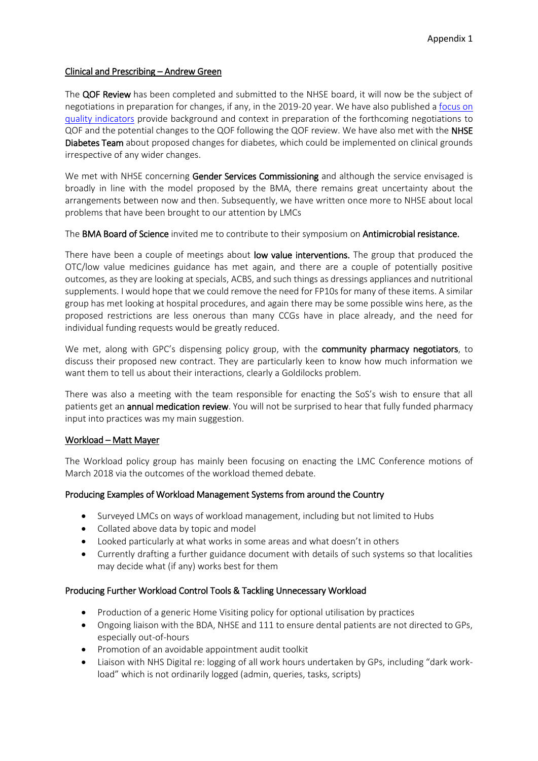Appendix 1

## Clinical and Prescribing – Andrew Green

The **QOF Review** has been completed and submitted to the NHSE board, it will now be the subject of negotiations in preparation for changes, if any, in the 2019-20 year. We have also published a focus on quality indicators provide background and context in preparation of the forthcoming negotiations to QOF and the potential changes to the QOF following the QOF review. We have also met with the **NHSE Diabetes Team** about proposed changes for diabetes, which could be implemented on clinical grounds irrespective of any wider changes.

We met with NHSE concerning **Gender Services Commissioning** and although the service envisaged is broadly in line with the model proposed by the BMA, there remains great uncertainty about the arrangements between now and then. Subsequently, we have written once more to NHSE about local problems that have been brought to our attention by LMCs

The **BMA Board of Science** invited me to contribute to their symposium on **Antimicrobial resistance.**

There have been a couple of meetings about **low value interventions.** The group that produced the OTC/low value medicines guidance has met again, and there are a couple of potentially positive outcomes, as they are looking at specials, ACBS, and such things as dressings appliances and nutritional supplements. I would hope that we could remove the need for FP10s for many of these items. A similar group has met looking at hospital procedures, and again there may be some possible wins here, as the proposed restrictions are less onerous than many CCGs have in place already, and the need for individual funding requests would be greatly reduced.

We met, along with GPC's dispensing policy group, with the **community pharmacy negotiators**, to discuss their proposed new contract. They are particularly keen to know how much information we want them to tell us about their interactions, clearly a Goldilocks problem.

There was also a meeting with the team responsible for enacting the SoS's wish to ensure that all patients get an **annual medication review**. You will not be surprised to hear that fully funded pharmacy input into practices was my main suggestion.

## Workload – Matt Mayer

The Workload policy group has mainly been focusing on enacting the LMC Conference motions of March 2018 via the outcomes of the workload themed debate.

### Producing Examples of Workload Management Systems from around the Country

- Surveyed LMCs on ways of workload management, including but not limited to Hubs
- Collated above data by topic and model
- Looked particularly at what works in some areas and what doesn't in others
- Currently drafting a further guidance document with details of such systems so that localities may decide what (if any) works best for them

### Producing Further Workload Control Tools & Tackling Unnecessary Workload

- Production of a generic Home Visiting policy for optional utilisation by practices
- Ongoing liaison with the BDA, NHSE and 111 to ensure dental patients are not directed to GPs, especially out-of-hours
- Promotion of an avoidable appointment audit toolkit
- Liaison with NHS Digital re: logging of all work hours undertaken by GPs, including "dark work-load" which is not ordinarily logged (admin, queries, tasks, scripts)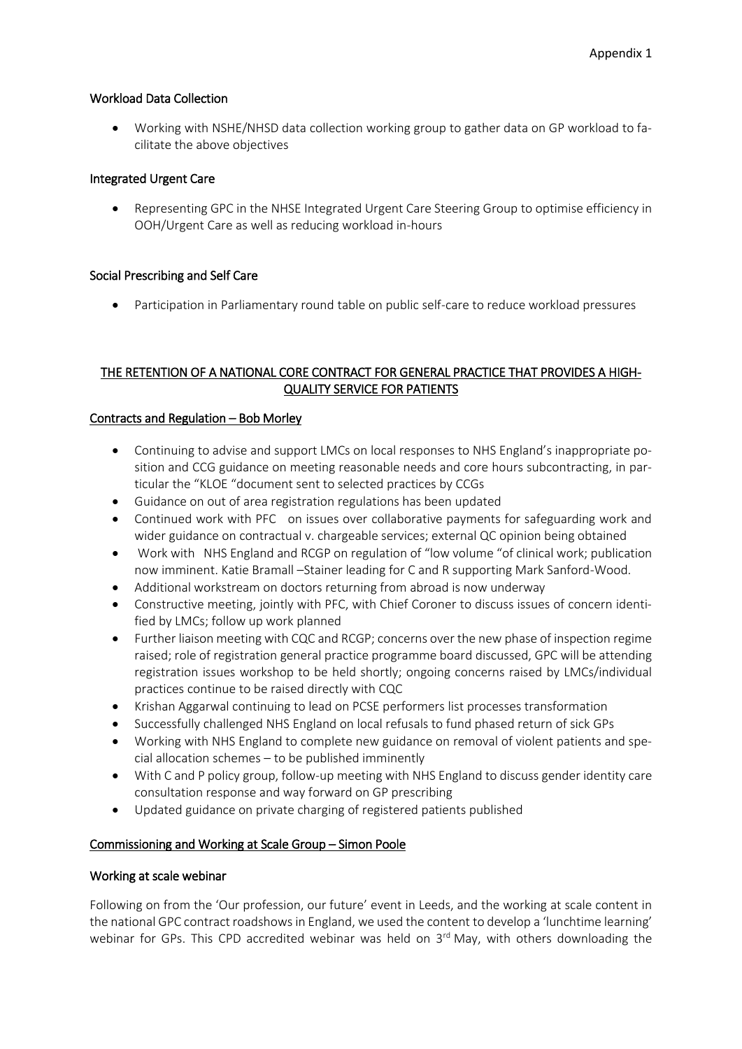Appendix 1

### Workload Data Collection

- Working with NSHE/NHSD data collection working group to gather data on GP workload to facilitate the above objectives

### Integrated Urgent Care

- Representing GPC in the NHSE Integrated Urgent Care Steering Group to optimise efficiency in OOH/Urgent Care as well as reducing workload in-hours

### Social Prescribing and Self Care

- Participation in Parliamentary round table on public self-care to reduce workload pressures

## THE RETENTION OF A NATIONAL CORE CONTRACT FOR GENERAL PRACTICE THAT PROVIDES A HIGH-QUALITY SERVICE FOR PATIENTS

### Contracts and Regulation – Bob Morley

- Continuing to advise and support LMCs on local responses to NHS England's inappropriate position and CCG guidance on meeting reasonable needs and core hours subcontracting, in particular the "KLOE "document sent to selected practices by CCGs
- Guidance on out of area registration regulations has been updated
- Continued work with PFC on issues over collaborative payments for safeguarding work and wider guidance on contractual v. chargeable services; external QC opinion being obtained
- Work with NHS England and RCGP on regulation of "low volume "of clinical work; publication now imminent. Katie Bramall –Stainer leading for C and R supporting Mark Sanford-Wood.
- Additional workstream on doctors returning from abroad is now underway
- Constructive meeting, jointly with PFC, with Chief Coroner to discuss issues of concern identified by LMCs; follow up work planned
- Further liaison meeting with CQC and RCGP; concerns over the new phase of inspection regime raised; role of registration general practice programme board discussed, GPC will be attending registration issues workshop to be held shortly; ongoing concerns raised by LMCs/individual practices continue to be raised directly with CQC
- Krishan Aggarwal continuing to lead on PCSE performers list processes transformation
- Successfully challenged NHS England on local refusals to fund phased return of sick GPs
- Working with NHS England to complete new guidance on removal of violent patients and special allocation schemes – to be published imminently
- With C and P policy group, follow-up meeting with NHS England to discuss gender identity care consultation response and way forward on GP prescribing
- Updated guidance on private charging of registered patients published

### Commissioning and Working at Scale Group – Simon Poole

#### Working at scale webinar

Following on from the 'Our profession, our future' event in Leeds, and the working at scale content in the national GPC contract roadshows in England, we used the content to develop a 'lunchtime learning' webinar for GPs. This CPD accredited webinar was held on 3rd May, with others downloading the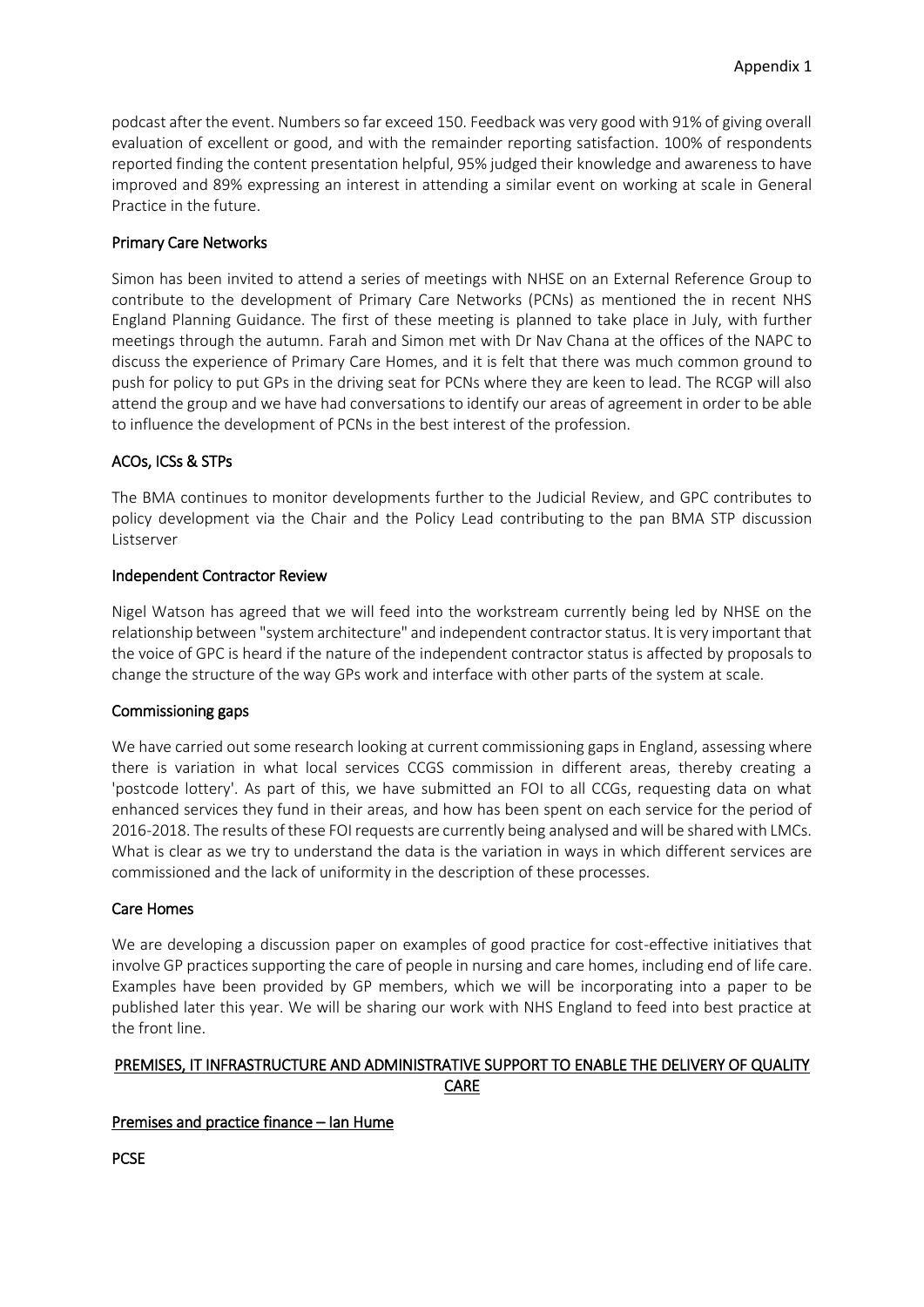podcast after the event. Numbers so far exceed 150. Feedback was very good with 91% of giving overall evaluation of excellent or good, and with the remainder reporting satisfaction. 100% of respondents reported finding the content presentation helpful, 95% judged their knowledge and awareness to have improved and 89% expressing an interest in attending a similar event on working at scale in General Practice in the future.

### Primary Care Networks

Simon has been invited to attend a series of meetings with NHSE on an External Reference Group to contribute to the development of Primary Care Networks (PCNs) as mentioned the in recent NHS England Planning Guidance. The first of these meeting is planned to take place in July, with further meetings through the autumn. Farah and Simon met with Dr Nav Chana at the offices of the NAPC to discuss the experience of Primary Care Homes, and it is felt that there was much common ground to push for policy to put GPs in the driving seat for PCNs where they are keen to lead. The RCGP will also attend the group and we have had conversations to identify our areas of agreement in order to be able to influence the development of PCNs in the best interest of the profession.

### ACOs, ICSs & STPs

The BMA continues to monitor developments further to the Judicial Review, and GPC contributes to policy development via the Chair and the Policy Lead contributing to the pan BMA STP discussion Listserver

### Independent Contractor Review

Nigel Watson has agreed that we will feed into the workstream currently being led by NHSE on the relationship between "system architecture" and independent contractor status. It is very important that the voice of GPC is heard if the nature of the independent contractor status is affected by proposals to change the structure of the way GPs work and interface with other parts of the system at scale.

### Commissioning gaps

We have carried out some research looking at current commissioning gaps in England, assessing where there is variation in what local services CCGS commission in different areas, thereby creating a 'postcode lottery'. As part of this, we have submitted an FOI to all CCGs, requesting data on what enhanced services they fund in their areas, and how has been spent on each service for the period of 2016-2018. The results of these FOI requests are currently being analysed and will be shared with LMCs. What is clear as we try to understand the data is the variation in ways in which different services are commissioned and the lack of uniformity in the description of these processes.

### Care Homes

We are developing a discussion paper on examples of good practice for cost-effective initiatives that involve GP practices supporting the care of people in nursing and care homes, including end of life care. Examples have been provided by GP members, which we will be incorporating into a paper to be published later this year. We will be sharing our work with NHS England to feed into best practice at the front line.

## PREMISES, IT INFRASTRUCTURE AND ADMINISTRATIVE SUPPORT TO ENABLE THE DELIVERY OF QUALITY CARE

### Premises and practice finance – Ian Hume

### PCSE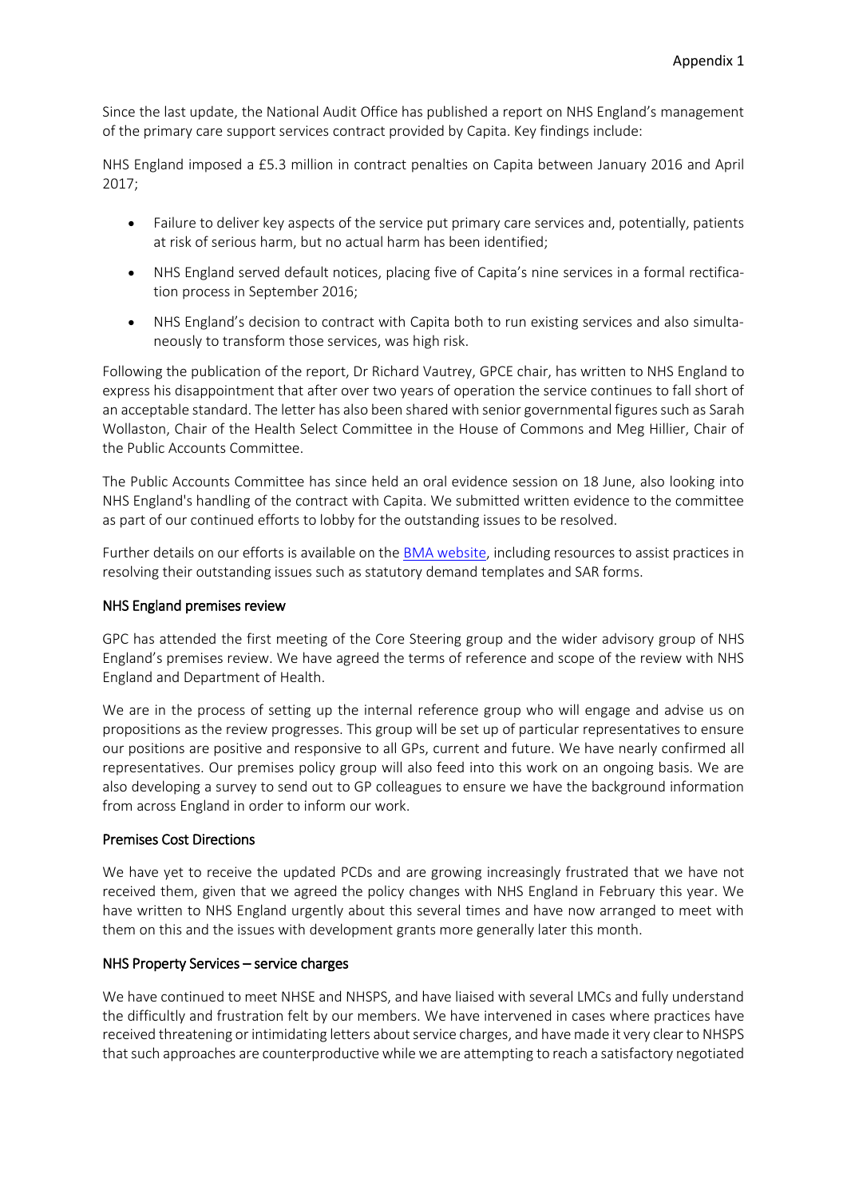Since the last update, the National Audit Office has published a report on NHS England's management of the primary care support services contract provided by Capita. Key findings include:

NHS England imposed a £5.3 million in contract penalties on Capita between January 2016 and April 2017;

- Failure to deliver key aspects of the service put primary care services and, potentially, patients at risk of serious harm, but no actual harm has been identified;
- NHS England served default notices, placing five of Capita's nine services in a formal rectification process in September 2016;
- NHS England's decision to contract with Capita both to run existing services and also simultaneously to transform those services, was high risk.

Following the publication of the report, Dr Richard Vautrey, GPCE chair, has written to NHS England to express his disappointment that after over two years of operation the service continues to fall short of an acceptable standard. The letter has also been shared with senior governmental figures such as Sarah Wollaston, Chair of the Health Select Committee in the House of Commons and Meg Hillier, Chair of the Public Accounts Committee.

The Public Accounts Committee has since held an oral evidence session on 18 June, also looking into NHS England's handling of the contract with Capita. We submitted written evidence to the committee as part of our continued efforts to lobby for the outstanding issues to be resolved.

Further details on our efforts is available on the BMA website, including resources to assist practices in resolving their outstanding issues such as statutory demand templates and SAR forms.

### NHS England premises review

GPC has attended the first meeting of the Core Steering group and the wider advisory group of NHS England's premises review. We have agreed the terms of reference and scope of the review with NHS England and Department of Health.

We are in the process of setting up the internal reference group who will engage and advise us on propositions as the review progresses. This group will be set up of particular representatives to ensure our positions are positive and responsive to all GPs, current and future. We have nearly confirmed all representatives. Our premises policy group will also feed into this work on an ongoing basis. We are also developing a survey to send out to GP colleagues to ensure we have the background information from across England in order to inform our work.

### Premises Cost Directions

We have yet to receive the updated PCDs and are growing increasingly frustrated that we have not received them, given that we agreed the policy changes with NHS England in February this year. We have written to NHS England urgently about this several times and have now arranged to meet with them on this and the issues with development grants more generally later this month.

### NHS Property Services – service charges

We have continued to meet NHSE and NHSPS, and have liaised with several LMCs and fully understand the difficultly and frustration felt by our members. We have intervened in cases where practices have received threatening or intimidating letters about service charges, and have made it very clear to NHSPS that such approaches are counterproductive while we are attempting to reach a satisfactory negotiated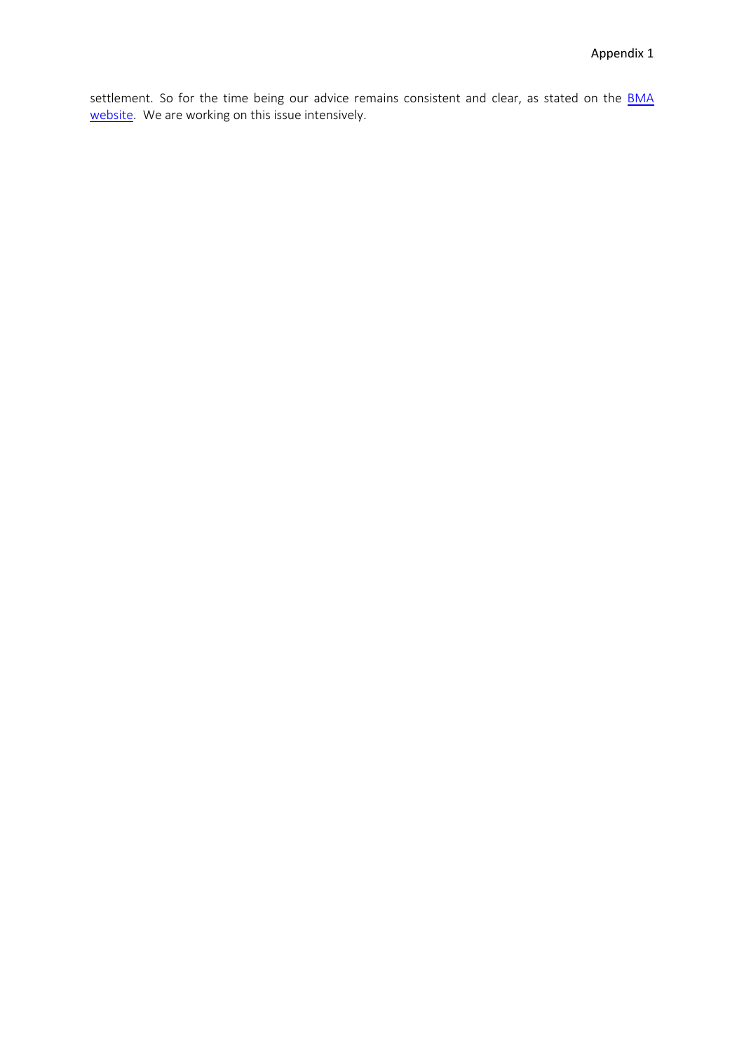settlement. So for the time being our advice remains consistent and clear, as stated on the BMA website. We are working on this issue intensively.